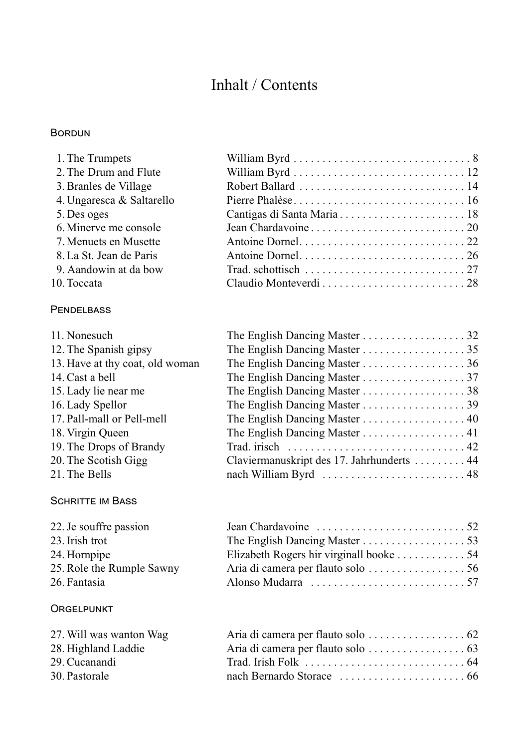# Inhalt / Contents

## Bordun

| | | |
|---|---|---|
| 1. The Trumpets | William Byrd | 8 |
| 2. The Drum and Flute | William Byrd | 12 |
| 3. Branles de Village | Robert Ballard | 14 |
| 4. Ungaresca & Saltarello | Pierre Phalèse | 16 |
| 5. Des oges | Cantigas di Santa Maria | 18 |
| 6. Minerve me console | Jean Chardavoine | 20 |
| 7. Menuets en Musette | Antoine Dornel | 22 |
| 8. La St. Jean de Paris | Antoine Dornel | 26 |
| 9. Aandowin at da bow | Trad. schottisch | 27 |
| 10. Toccata | Claudio Monteverdi | 28 |

## Pendelbass

| | | |
|---|---|---|
| 11. Nonesuch | The English Dancing Master | 32 |
| 12. The Spanish gipsy | The English Dancing Master | 35 |
| 13. Have at thy coat, old woman | The English Dancing Master | 36 |
| 14. Cast a bell | The English Dancing Master | 37 |
| 15. Lady lie near me | The English Dancing Master | 38 |
| 16. Lady Spellor | The English Dancing Master | 39 |
| 17. Pall-mall or Pell-mell | The English Dancing Master | 40 |
| 18. Virgin Queen | The English Dancing Master | 41 |
| 19. The Drops of Brandy | Trad. irisch | 42 |
| 20. The Scotish Gigg | Claviermanuskript des 17. Jahrhunderts | 44 |
| 21. The Bells | nach William Byrd | 48 |

## Schritte im Bass

| | | |
|---|---|---|
| 22. Je souffre passion | Jean Chardavoine | 52 |
| 23. Irish trot | The English Dancing Master | 53 |
| 24. Hornpipe | Elizabeth Rogers hir virginall booke | 54 |
| 25. Role the Rumple Sawny | Aria di camera per flauto solo | 56 |
| 26. Fantasia | Alonso Mudarra | 57 |

## Orgelpunkt

| | | |
|---|---|---|
| 27. Will was wanton Wag | Aria di camera per flauto solo | 62 |
| 28. Highland Laddie | Aria di camera per flauto solo | 63 |
| 29. Cucanandi | Trad. Irish Folk | 64 |
| 30. Pastorale | nach Bernardo Storace | 66 |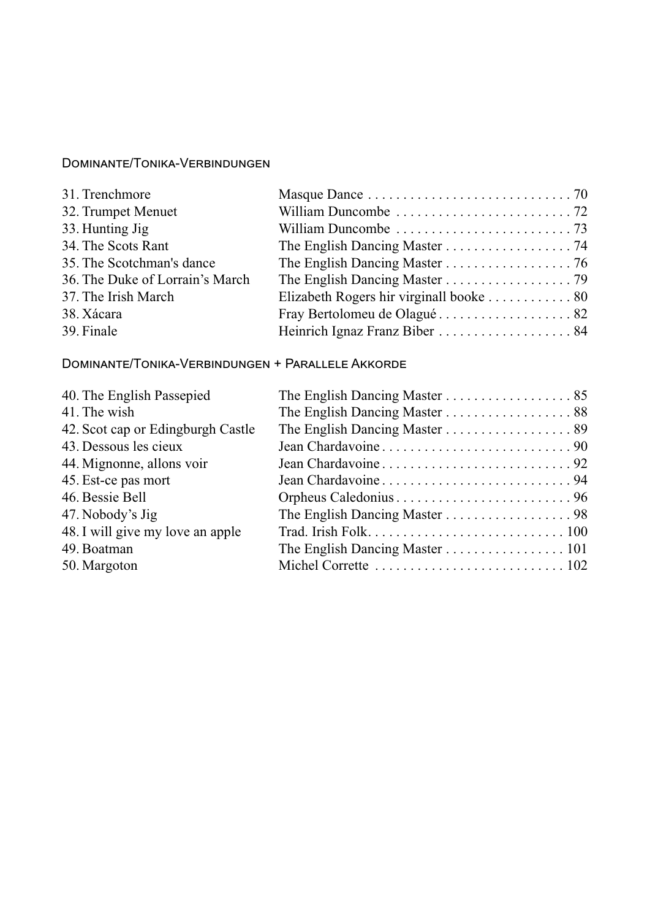## Dominante/Tonika-Verbindungen

| | | |
|---|---|---|
| 31. Trenchmore | Masque Dance | 70 |
| 32. Trumpet Menuet | William Duncombe | 72 |
| 33. Hunting Jig | William Duncombe | 73 |
| 34. The Scots Rant | The English Dancing Master | 74 |
| 35. The Scotchman's dance | The English Dancing Master | 76 |
| 36. The Duke of Lorrain's March | The English Dancing Master | 79 |
| 37. The Irish March | Elizabeth Rogers hir virginall booke | 80 |
| 38. Xácara | Fray Bertolomeu de Olagué | 82 |
| 39. Finale | Heinrich Ignaz Franz Biber | 84 |

## Dominante/Tonika-Verbindungen + Parallele Akkorde

| | | |
|---|---|---|
| 40. The English Passepied | The English Dancing Master | 85 |
| 41. The wish | The English Dancing Master | 88 |
| 42. Scot cap or Edingburgh Castle | The English Dancing Master | 89 |
| 43. Dessous les cieux | Jean Chardavoine | 90 |
| 44. Mignonne, allons voir | Jean Chardavoine | 92 |
| 45. Est-ce pas mort | Jean Chardavoine | 94 |
| 46. Bessie Bell | Orpheus Caledonius | 96 |
| 47. Nobody's Jig | The English Dancing Master | 98 |
| 48. I will give my love an apple | Trad. Irish Folk | 100 |
| 49. Boatman | The English Dancing Master | 101 |
| 50. Margoton | Michel Corrette | 102 |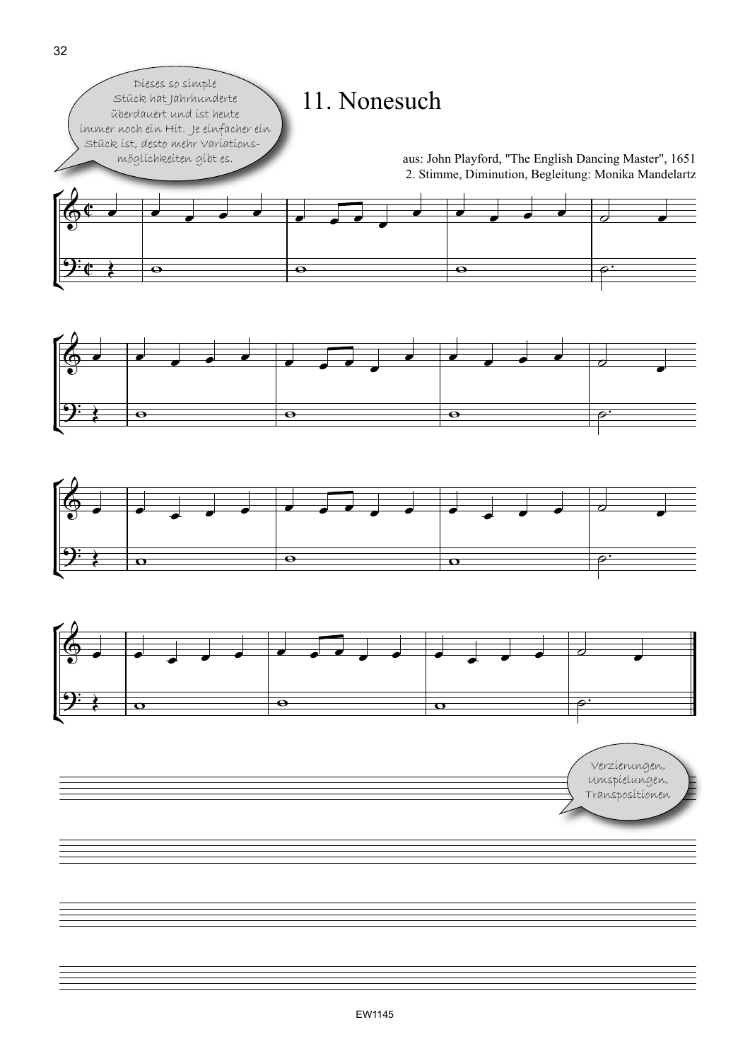# 11. Nonesuch

Dieses so simple Stück hat Jahrhunderte überdauert und ist heute immer noch ein Hit. Je einfacher ein Stück ist, desto mehr Variationsmöglichkeiten gibt es.

aus: John Playford, "The English Dancing Master", 1651
2. Stimme, Diminution, Begleitung: Monika Mandelartz

Verzierungen, Umspielungen, Transpositionen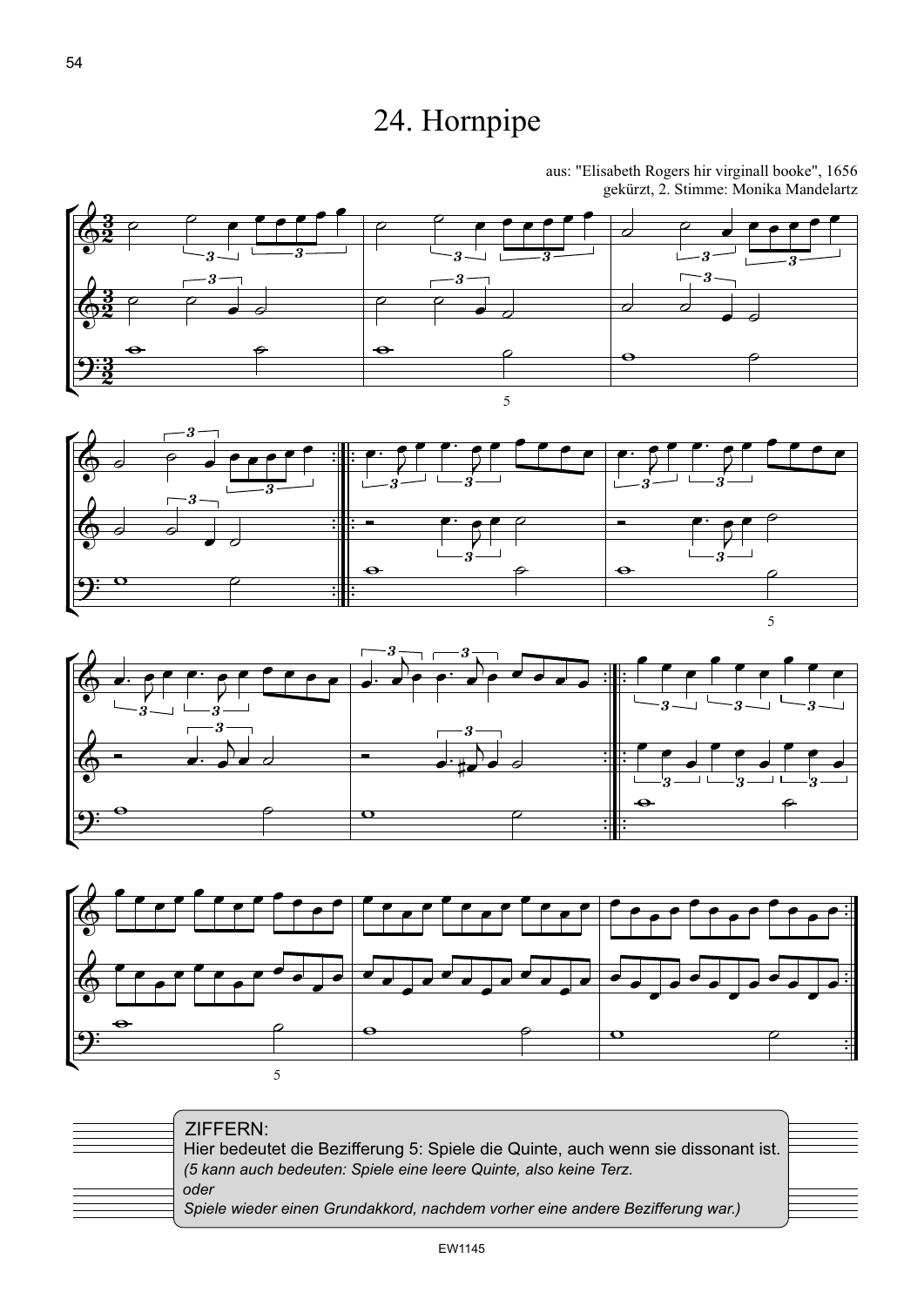# 24. Hornpipe

aus: "Elisabeth Rogers hir virginall booke", 1656
gekürzt, 2. Stimme: Monika Mandelartz

ZIFFERN:
Hier bedeutet die Bezifferung 5: Spiele die Quinte, auch wenn sie dissonant ist.
*(5 kann auch bedeuten: Spiele eine leere Quinte, also keine Terz.*
*oder*
*Spiele wieder einen Grundakkord, nachdem vorher eine andere Bezifferung war.)*

EW1145